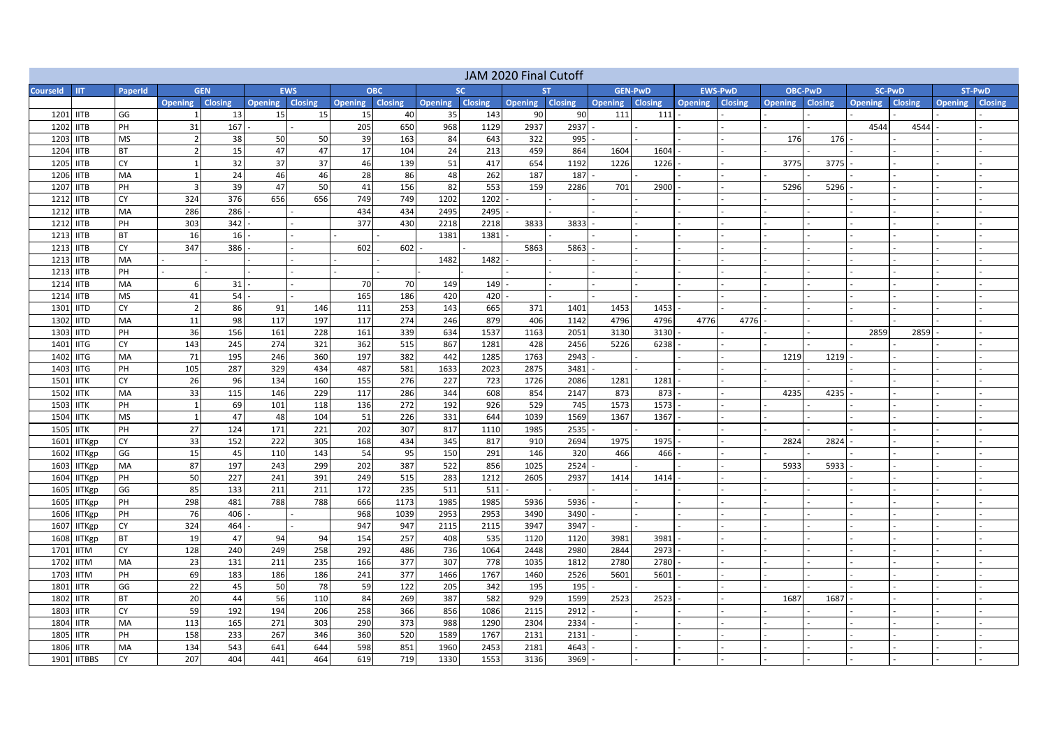# JAM 2020 Final Cutoff

| CourseId | IIT | PaperId | GEN | | EWS | | OBC | | SC | | ST | | GEN-PwD | | EWS-PwD | | OBC-PwD | | SC-PwD | | ST-PwD | |
|---|---|---|---|---|---|---|---|---|---|---|---|---|---|---|---|---|---|---|---|---|---|---|
| | | | Opening | Closing | Opening | Closing | Opening | Closing | Opening | Closing | Opening | Closing | Opening | Closing | Opening | Closing | Opening | Closing | Opening | Closing | Opening | Closing |
| 1201 | IITB | GG | 1 | 13 | 15 | 15 | 15 | 40 | 35 | 143 | 90 | 90 | 111 | 111 | - | - | - | - | - | - | - | - |
| 1202 | IITB | PH | 31 | 167 | - | - | 205 | 650 | 968 | 1129 | 2937 | 2937 | - | - | - | - | - | - | 4544 | 4544 | - | - |
| 1203 | IITB | MS | 2 | 38 | 50 | 50 | 39 | 163 | 84 | 643 | 322 | 995 | - | - | - | - | 176 | 176 | - | - | - | - |
| 1204 | IITB | BT | 2 | 15 | 47 | 47 | 17 | 104 | 24 | 213 | 459 | 864 | 1604 | 1604 | - | - | - | - | - | - | - | - |
| 1205 | IITB | CY | 1 | 32 | 37 | 37 | 46 | 139 | 51 | 417 | 654 | 1192 | 1226 | 1226 | - | - | 3775 | 3775 | - | - | - | - |
| 1206 | IITB | MA | 1 | 24 | 46 | 46 | 28 | 86 | 48 | 262 | 187 | 187 | - | - | - | - | - | - | - | - | - | - |
| 1207 | IITB | PH | 3 | 39 | 47 | 50 | 41 | 156 | 82 | 553 | 159 | 2286 | 701 | 2900 | - | - | 5296 | 5296 | - | - | - | - |
| 1212 | IITB | CY | 324 | 376 | 656 | 656 | 749 | 749 | 1202 | 1202 | - | - | - | - | - | - | - | - | - | - | - | - |
| 1212 | IITB | MA | 286 | 286 | - | - | 434 | 434 | 2495 | 2495 | - | - | - | - | - | - | - | - | - | - | - | - |
| 1212 | IITB | PH | 303 | 342 | - | - | 377 | 430 | 2218 | 2218 | 3833 | 3833 | - | - | - | - | - | - | - | - | - | - |
| 1213 | IITB | BT | 16 | 16 | - | - | - | - | 1381 | 1381 | - | - | - | - | - | - | - | - | - | - | - | - |
| 1213 | IITB | CY | 347 | 386 | - | - | 602 | 602 | - | - | 5863 | 5863 | - | - | - | - | - | - | - | - | - | - |
| 1213 | IITB | MA | - | - | - | - | - | - | 1482 | 1482 | - | - | - | - | - | - | - | - | - | - | - | - |
| 1213 | IITB | PH | - | - | - | - | - | - | - | - | - | - | - | - | - | - | - | - | - | - | - | - |
| 1214 | IITB | MA | 6 | 31 | - | - | 70 | 70 | 149 | 149 | - | - | - | - | - | - | - | - | - | - | - | - |
| 1214 | IITB | MS | 41 | 54 | - | - | 165 | 186 | 420 | 420 | - | - | - | - | - | - | - | - | - | - | - | - |
| 1301 | IITD | CY | 2 | 86 | 91 | 146 | 111 | 253 | 143 | 665 | 371 | 1401 | 1453 | 1453 | - | - | - | - | - | - | - | - |
| 1302 | IITD | MA | 11 | 98 | 117 | 197 | 117 | 274 | 246 | 879 | 406 | 1142 | 4796 | 4796 | 4776 | 4776 | - | - | - | - | - | - |
| 1303 | IITD | PH | 36 | 156 | 161 | 228 | 161 | 339 | 634 | 1537 | 1163 | 2051 | 3130 | 3130 | - | - | - | - | 2859 | 2859 | - | - |
| 1401 | IITG | CY | 143 | 245 | 274 | 321 | 362 | 515 | 867 | 1281 | 428 | 2456 | 5226 | 6238 | - | - | - | - | - | - | - | - |
| 1402 | IITG | MA | 71 | 195 | 246 | 360 | 197 | 382 | 442 | 1285 | 1763 | 2943 | - | - | - | - | 1219 | 1219 | - | - | - | - |
| 1403 | IITG | PH | 105 | 287 | 329 | 434 | 487 | 581 | 1633 | 2023 | 2875 | 3481 | - | - | - | - | - | - | - | - | - | - |
| 1501 | IITK | CY | 26 | 96 | 134 | 160 | 155 | 276 | 227 | 723 | 1726 | 2086 | 1281 | 1281 | - | - | - | - | - | - | - | - |
| 1502 | IITK | MA | 33 | 115 | 146 | 229 | 117 | 286 | 344 | 608 | 854 | 2147 | 873 | 873 | - | - | 4235 | 4235 | - | - | - | - |
| 1503 | IITK | PH | 1 | 69 | 101 | 118 | 136 | 272 | 192 | 926 | 529 | 745 | 1573 | 1573 | - | - | - | - | - | - | - | - |
| 1504 | IITK | MS | 1 | 47 | 48 | 104 | 51 | 226 | 331 | 644 | 1039 | 1569 | 1367 | 1367 | - | - | - | - | - | - | - | - |
| 1505 | IITK | PH | 27 | 124 | 171 | 221 | 202 | 307 | 817 | 1110 | 1985 | 2535 | - | - | - | - | - | - | - | - | - | - |
| 1601 | IITKgp | CY | 33 | 152 | 222 | 305 | 168 | 434 | 345 | 817 | 910 | 2694 | 1975 | 1975 | - | - | 2824 | 2824 | - | - | - | - |
| 1602 | IITKgp | GG | 15 | 45 | 110 | 143 | 54 | 95 | 150 | 291 | 146 | 320 | 466 | 466 | - | - | - | - | - | - | - | - |
| 1603 | IITKgp | MA | 87 | 197 | 243 | 299 | 202 | 387 | 522 | 856 | 1025 | 2524 | - | - | - | - | 5933 | 5933 | - | - | - | - |
| 1604 | IITKgp | PH | 50 | 227 | 241 | 391 | 249 | 515 | 283 | 1212 | 2605 | 2937 | 1414 | 1414 | - | - | - | - | - | - | - | - |
| 1605 | IITKgp | GG | 85 | 133 | 211 | 211 | 172 | 235 | 511 | 511 | - | - | - | - | - | - | - | - | - | - | - | - |
| 1605 | IITKgp | PH | 298 | 481 | 788 | 788 | 666 | 1173 | 1985 | 1985 | 5936 | 5936 | - | - | - | - | - | - | - | - | - | - |
| 1606 | IITKgp | PH | 76 | 406 | - | - | 968 | 1039 | 2953 | 2953 | 3490 | 3490 | - | - | - | - | - | - | - | - | - | - |
| 1607 | IITKgp | CY | 324 | 464 | - | - | 947 | 947 | 2115 | 2115 | 3947 | 3947 | - | - | - | - | - | - | - | - | - | - |
| 1608 | IITKgp | BT | 19 | 47 | 94 | 94 | 154 | 257 | 408 | 535 | 1120 | 1120 | 3981 | 3981 | - | - | - | - | - | - | - | - |
| 1701 | IITM | CY | 128 | 240 | 249 | 258 | 292 | 486 | 736 | 1064 | 2448 | 2980 | 2844 | 2973 | - | - | - | - | - | - | - | - |
| 1702 | IITM | MA | 23 | 131 | 211 | 235 | 166 | 377 | 307 | 778 | 1035 | 1812 | 2780 | 2780 | - | - | - | - | - | - | - | - |
| 1703 | IITM | PH | 69 | 183 | 186 | 186 | 241 | 377 | 1466 | 1767 | 1460 | 2526 | 5601 | 5601 | - | - | - | - | - | - | - | - |
| 1801 | IITR | GG | 22 | 45 | 50 | 78 | 59 | 122 | 205 | 342 | 195 | 195 | - | - | - | - | - | - | - | - | - | - |
| 1802 | IITR | BT | 20 | 44 | 56 | 110 | 84 | 269 | 387 | 582 | 929 | 1599 | 2523 | 2523 | - | - | 1687 | 1687 | - | - | - | - |
| 1803 | IITR | CY | 59 | 192 | 194 | 206 | 258 | 366 | 856 | 1086 | 2115 | 2912 | - | - | - | - | - | - | - | - | - | - |
| 1804 | IITR | MA | 113 | 165 | 271 | 303 | 290 | 373 | 988 | 1290 | 2304 | 2334 | - | - | - | - | - | - | - | - | - | - |
| 1805 | IITR | PH | 158 | 233 | 267 | 346 | 360 | 520 | 1589 | 1767 | 2131 | 2131 | - | - | - | - | - | - | - | - | - | - |
| 1806 | IITR | MA | 134 | 543 | 641 | 644 | 598 | 851 | 1960 | 2453 | 2181 | 4643 | - | - | - | - | - | - | - | - | - | - |
| 1901 | IITBBS | CY | 207 | 404 | 441 | 464 | 619 | 719 | 1330 | 1553 | 3136 | 3969 | - | - | - | - | - | - | - | - | - | - |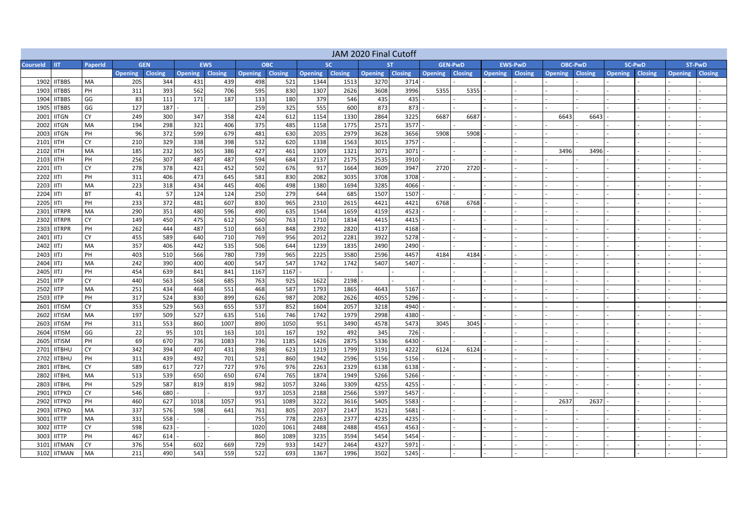| JAM 2020 Final Cutoff | | | | | | | | | | | | | | | | | | | | | | | | | | |
|---|---|---|---|---|---|---|---|---|---|---|---|---|---|---|---|---|---|---|---|---|---|---|---|---|---|---|
| CourseId | IIT | PaperId | GEN | | EWS | | OBC | | SC | | ST | | GEN-PwD | | EWS-PwD | | OBC-PwD | | SC-PwD | | ST-PwD | | | | | |
| | | | Opening | Closing | Opening | Closing | Opening | Closing | Opening | Closing | Opening | Closing | Opening | Closing | Opening | Closing | Opening | Closing | Opening | Closing | Opening | Closing | | | | |
| 1902 | IITBBS | MA | 205 | 344 | 431 | 439 | 498 | 521 | 1344 | 1513 | 3270 | 3714 | - | - | - | - | - | - | - | - | - | - | | | | |
| 1903 | IITBBS | PH | 311 | 393 | 562 | 706 | 595 | 830 | 1307 | 2626 | 3608 | 3996 | 5355 | 5355 | - | - | - | - | - | - | - | - | | | | |
| 1904 | IITBBS | GG | 83 | 111 | 171 | 187 | 133 | 180 | 379 | 546 | 435 | 435 | - | - | - | - | - | - | - | - | - | - | | | | |
| 1905 | IITBBS | GG | 127 | 187 | - | - | 259 | 325 | 555 | 600 | 873 | 873 | - | - | - | - | - | - | - | - | - | - | | | | |
| 2001 | IITGN | CY | 249 | 300 | 347 | 358 | 424 | 612 | 1154 | 1330 | 2864 | 3225 | 6687 | 6687 | - | - | 6643 | 6643 | - | - | - | - | | | | |
| 2002 | IITGN | MA | 194 | 298 | 321 | 406 | 375 | 485 | 1158 | 1775 | 2571 | 3577 | - | - | - | - | - | - | - | - | - | - | | | | |
| 2003 | IITGN | PH | 96 | 372 | 599 | 679 | 481 | 630 | 2035 | 2979 | 3628 | 3656 | 5908 | 5908 | - | - | - | - | - | - | - | - | | | | |
| 2101 | IITH | CY | 210 | 329 | 338 | 398 | 532 | 620 | 1338 | 1563 | 3015 | 3757 | - | - | - | - | - | - | - | - | - | - | | | | |
| 2102 | IITH | MA | 185 | 232 | 365 | 386 | 427 | 461 | 1309 | 1321 | 3071 | 3071 | - | - | - | - | 3496 | 3496 | - | - | - | - | | | | |
| 2103 | IITH | PH | 256 | 307 | 487 | 487 | 594 | 684 | 2137 | 2175 | 2535 | 3910 | - | - | - | - | - | - | - | - | - | - | | | | |
| 2201 | IITI | CY | 278 | 378 | 421 | 452 | 502 | 676 | 917 | 1664 | 3609 | 3947 | 2720 | 2720 | - | - | - | - | - | - | - | - | | | | |
| 2202 | IITI | PH | 311 | 406 | 473 | 645 | 581 | 830 | 2082 | 3035 | 3708 | 3708 | - | - | - | - | - | - | - | - | - | - | | | | |
| 2203 | IITI | MA | 223 | 318 | 434 | 445 | 406 | 498 | 1380 | 1694 | 3285 | 4066 | - | - | - | - | - | - | - | - | - | - | | | | |
| 2204 | IITI | BT | 41 | 57 | 124 | 124 | 250 | 279 | 644 | 685 | 1507 | 1507 | - | - | - | - | - | - | - | - | - | - | | | | |
| 2205 | IITI | PH | 233 | 372 | 481 | 607 | 830 | 965 | 2310 | 2615 | 4421 | 4421 | 6768 | 6768 | - | - | - | - | - | - | - | - | | | | |
| 2301 | IITRPR | MA | 290 | 351 | 480 | 596 | 490 | 635 | 1544 | 1659 | 4159 | 4523 | - | - | - | - | - | - | - | - | - | - | | | | |
| 2302 | IITRPR | CY | 149 | 450 | 475 | 612 | 560 | 763 | 1710 | 1834 | 4415 | 4415 | - | - | - | - | - | - | - | - | - | - | | | | |
| 2303 | IITRPR | PH | 262 | 444 | 487 | 510 | 663 | 848 | 2392 | 2820 | 4137 | 4168 | - | - | - | - | - | - | - | - | - | - | | | | |
| 2401 | IITJ | CY | 455 | 589 | 640 | 710 | 769 | 956 | 2012 | 2281 | 3922 | 5278 | - | - | - | - | - | - | - | - | - | - | | | | |
| 2402 | IITJ | MA | 357 | 406 | 442 | 535 | 506 | 644 | 1239 | 1835 | 2490 | 2490 | - | - | - | - | - | - | - | - | - | - | | | | |
| 2403 | IITJ | PH | 403 | 510 | 566 | 780 | 739 | 965 | 2225 | 3580 | 2596 | 4457 | 4184 | 4184 | - | - | - | - | - | - | - | - | | | | |
| 2404 | IITJ | MA | 242 | 390 | 400 | 400 | 547 | 547 | 1742 | 1742 | 5407 | 5407 | - | - | - | - | - | - | - | - | - | - | | | | |
| 2405 | IITJ | PH | 454 | 639 | 841 | 841 | 1167 | 1167 | - | - | - | - | - | - | - | - | - | - | - | - | - | - | | | | |
| 2501 | IITP | CY | 440 | 563 | 568 | 685 | 763 | 925 | 1622 | 2198 | - | - | - | - | - | - | - | - | - | - | - | - | | | | |
| 2502 | IITP | MA | 251 | 434 | 468 | 551 | 468 | 587 | 1793 | 1865 | 4643 | 5167 | - | - | - | - | - | - | - | - | - | - | | | | |
| 2503 | IITP | PH | 317 | 524 | 830 | 899 | 626 | 987 | 2082 | 2626 | 4055 | 5296 | - | - | - | - | - | - | - | - | - | - | | | | |
| 2601 | IITISM | CY | 353 | 529 | 563 | 655 | 537 | 852 | 1604 | 2057 | 3218 | 4940 | - | - | - | - | - | - | - | - | - | - | | | | |
| 2602 | IITISM | MA | 197 | 509 | 527 | 635 | 516 | 746 | 1742 | 1979 | 2998 | 4380 | - | - | - | - | - | - | - | - | - | - | | | | |
| 2603 | IITISM | PH | 311 | 553 | 860 | 1007 | 890 | 1050 | 951 | 3490 | 4578 | 5473 | 3045 | 3045 | - | - | - | - | - | - | - | - | | | | |
| 2604 | IITISM | GG | 22 | 95 | 101 | 163 | 101 | 167 | 192 | 492 | 345 | 726 | - | - | - | - | - | - | - | - | - | - | | | | |
| 2605 | IITISM | PH | 69 | 670 | 736 | 1083 | 736 | 1185 | 1426 | 2875 | 5336 | 6430 | - | - | - | - | - | - | - | - | - | - | | | | |
| 2701 | IITBHU | CY | 342 | 394 | 407 | 431 | 398 | 623 | 1219 | 1799 | 3191 | 4222 | 6124 | 6124 | - | - | - | - | - | - | - | - | | | | |
| 2702 | IITBHU | PH | 311 | 439 | 492 | 701 | 521 | 860 | 1942 | 2596 | 5156 | 5156 | - | - | - | - | - | - | - | - | - | - | | | | |
| 2801 | IITBHL | CY | 589 | 617 | 727 | 727 | 976 | 976 | 2263 | 2329 | 6138 | 6138 | - | - | - | - | - | - | - | - | - | - | | | | |
| 2802 | IITBHL | MA | 513 | 539 | 650 | 650 | 674 | 765 | 1874 | 1949 | 5266 | 5266 | - | - | - | - | - | - | - | - | - | - | | | | |
| 2803 | IITBHL | PH | 529 | 587 | 819 | 819 | 982 | 1057 | 3246 | 3309 | 4255 | 4255 | - | - | - | - | - | - | - | - | - | - | | | | |
| 2901 | IITPKD | CY | 546 | 680 | - | - | 937 | 1053 | 2188 | 2566 | 5397 | 5457 | - | - | - | - | - | - | - | - | - | - | | | | |
| 2902 | IITPKD | PH | 460 | 627 | 1018 | 1057 | 951 | 1089 | 3222 | 3616 | 5405 | 5583 | - | - | - | - | 2637 | 2637 | - | - | - | - | | | | |
| 2903 | IITPKD | MA | 337 | 576 | 598 | 641 | 761 | 805 | 2037 | 2147 | 3521 | 5681 | - | - | - | - | - | - | - | - | - | - | | | | |
| 3001 | IITTP | MA | 331 | 558 | - | - | 755 | 778 | 2263 | 2377 | 4235 | 4235 | - | - | - | - | - | - | - | - | - | - | | | | |
| 3002 | IITTP | CY | 598 | 623 | - | - | 1020 | 1061 | 2488 | 2488 | 4563 | 4563 | - | - | - | - | - | - | - | - | - | - | | | | |
| 3003 | IITTP | PH | 467 | 614 | - | - | 860 | 1089 | 3235 | 3594 | 5454 | 5454 | - | - | - | - | - | - | - | - | - | - | | | | |
| 3101 | IITMAN | CY | 376 | 554 | 602 | 669 | 729 | 933 | 1427 | 2464 | 4327 | 5971 | - | - | - | - | - | - | - | - | - | - | | | | |
| 3102 | IITMAN | MA | 211 | 490 | 543 | 559 | 522 | 693 | 1367 | 1996 | 3502 | 5245 | - | - | - | - | - | - | - | - | - | - | | | | |